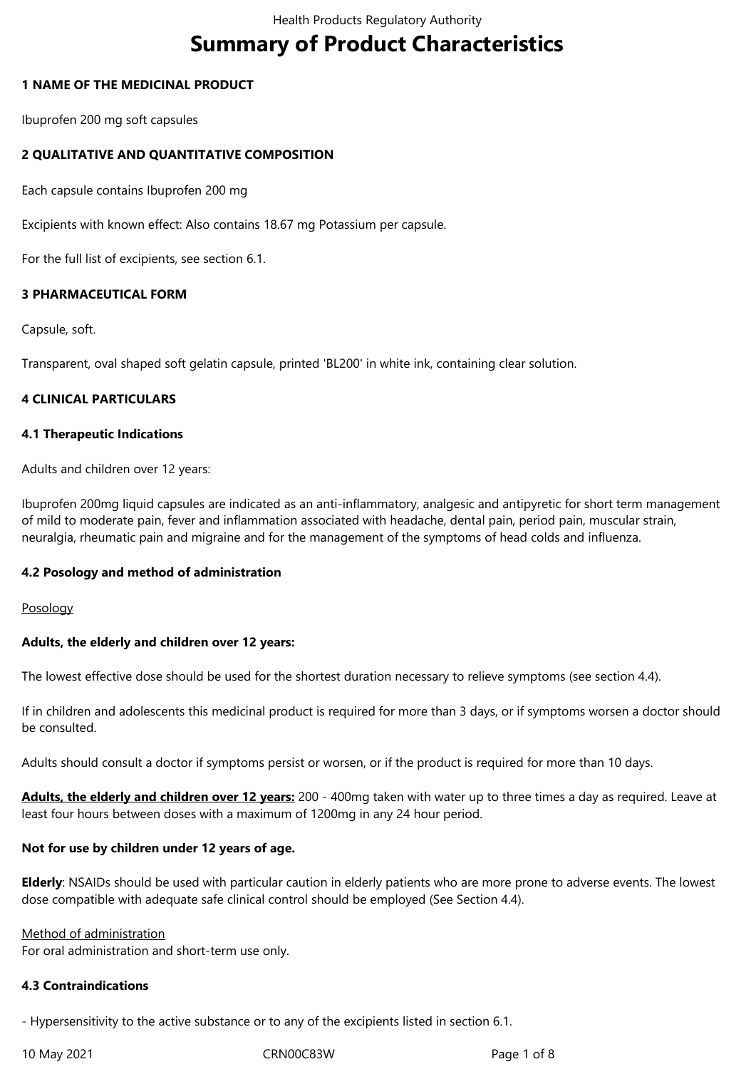# Summary of Product Characteristics

## 1 NAME OF THE MEDICINAL PRODUCT

Ibuprofen 200 mg soft capsules

## 2 QUALITATIVE AND QUANTITATIVE COMPOSITION

Each capsule contains Ibuprofen 200 mg

Excipients with known effect: Also contains 18.67 mg Potassium per capsule.

For the full list of excipients, see section 6.1.

## 3 PHARMACEUTICAL FORM

Capsule, soft.

Transparent, oval shaped soft gelatin capsule, printed 'BL200' in white ink, containing clear solution.

## 4 CLINICAL PARTICULARS

### 4.1 Therapeutic Indications

Adults and children over 12 years:

Ibuprofen 200mg liquid capsules are indicated as an anti-inflammatory, analgesic and antipyretic for short term management of mild to moderate pain, fever and inflammation associated with headache, dental pain, period pain, muscular strain, neuralgia, rheumatic pain and migraine and for the management of the symptoms of head colds and influenza.

### 4.2 Posology and method of administration

Posology

**Adults, the elderly and children over 12 years:**

The lowest effective dose should be used for the shortest duration necessary to relieve symptoms (see section 4.4).

If in children and adolescents this medicinal product is required for more than 3 days, or if symptoms worsen a doctor should be consulted.

Adults should consult a doctor if symptoms persist or worsen, or if the product is required for more than 10 days.

**Adults, the elderly and children over 12 years:** 200 - 400mg taken with water up to three times a day as required. Leave at least four hours between doses with a maximum of 1200mg in any 24 hour period.

**Not for use by children under 12 years of age.**

**Elderly**: NSAIDs should be used with particular caution in elderly patients who are more prone to adverse events. The lowest dose compatible with adequate safe clinical control should be employed (See Section 4.4).

Method of administration

For oral administration and short-term use only.

### 4.3 Contraindications

- Hypersensitivity to the active substance or to any of the excipients listed in section 6.1.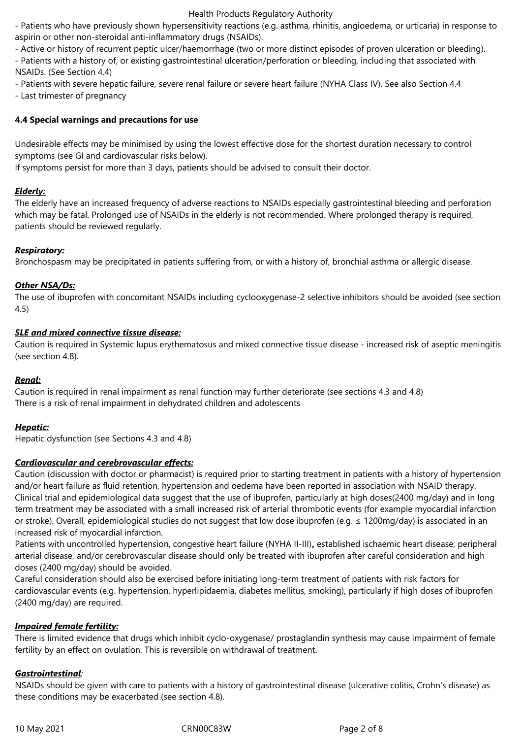- Patients who have previously shown hypersensitivity reactions (e.g. asthma, rhinitis, angioedema, or urticaria) in response to aspirin or other non-steroidal anti-inflammatory drugs (NSAIDs).
- Active or history of recurrent peptic ulcer/haemorrhage (two or more distinct episodes of proven ulceration or bleeding).
- Patients with a history of, or existing gastrointestinal ulceration/perforation or bleeding, including that associated with NSAIDs. (See Section 4.4)
- Patients with severe hepatic failure, severe renal failure or severe heart failure (NYHA Class IV). See also Section 4.4
- Last trimester of pregnancy

**4.4 Special warnings and precautions for use**

Undesirable effects may be minimised by using the lowest effective dose for the shortest duration necessary to control symptoms (see GI and cardiovascular risks below).
If symptoms persist for more than 3 days, patients should be advised to consult their doctor.

***Elderly:***
The elderly have an increased frequency of adverse reactions to NSAIDs especially gastrointestinal bleeding and perforation which may be fatal. Prolonged use of NSAIDs in the elderly is not recommended. Where prolonged therapy is required, patients should be reviewed regularly.

***Respiratory:***
Bronchospasm may be precipitated in patients suffering from, or with a history of, bronchial asthma or allergic disease.

***Other NSA/Ds:***
The use of ibuprofen with concomitant NSAIDs including cyclooxygenase-2 selective inhibitors should be avoided (see section 4.5)

***SLE and mixed connective tissue disease:***
Caution is required in Systemic lupus erythematosus and mixed connective tissue disease - increased risk of aseptic meningitis (see section 4.8).

***Renal:***
Caution is required in renal impairment as renal function may further deteriorate (see sections 4.3 and 4.8)
There is a risk of renal impairment in dehydrated children and adolescents

***Hepatic:***
Hepatic dysfunction (see Sections 4.3 and 4.8)

***Cardiovascular and cerebrovascular effects:***
Caution (discussion with doctor or pharmacist) is required prior to starting treatment in patients with a history of hypertension and/or heart failure as fluid retention, hypertension and oedema have been reported in association with NSAID therapy.
Clinical trial and epidemiological data suggest that the use of ibuprofen, particularly at high doses(2400 mg/day) and in long term treatment may be associated with a small increased risk of arterial thrombotic events (for example myocardial infarction or stroke). Overall, epidemiological studies do not suggest that low dose ibuprofen (e.g. ≤ 1200mg/day) is associated in an increased risk of myocardial infarction.
Patients with uncontrolled hypertension, congestive heart failure (NYHA II-III)**,** established ischaemic heart disease, peripheral arterial disease, and/or cerebrovascular disease should only be treated with ibuprofen after careful consideration and high doses (2400 mg/day) should be avoided.
Careful consideration should also be exercised before initiating long-term treatment of patients with risk factors for cardiovascular events (e.g. hypertension, hyperlipidaemia, diabetes mellitus, smoking), particularly if high doses of ibuprofen (2400 mg/day) are required.

***Impaired female fertility:***
There is limited evidence that drugs which inhibit cyclo-oxygenase/ prostaglandin synthesis may cause impairment of female fertility by an effect on ovulation. This is reversible on withdrawal of treatment.

***Gastrointestinal**:*
NSAIDs should be given with care to patients with a history of gastrointestinal disease (ulcerative colitis, Crohn's disease) as these conditions may be exacerbated (see section 4.8).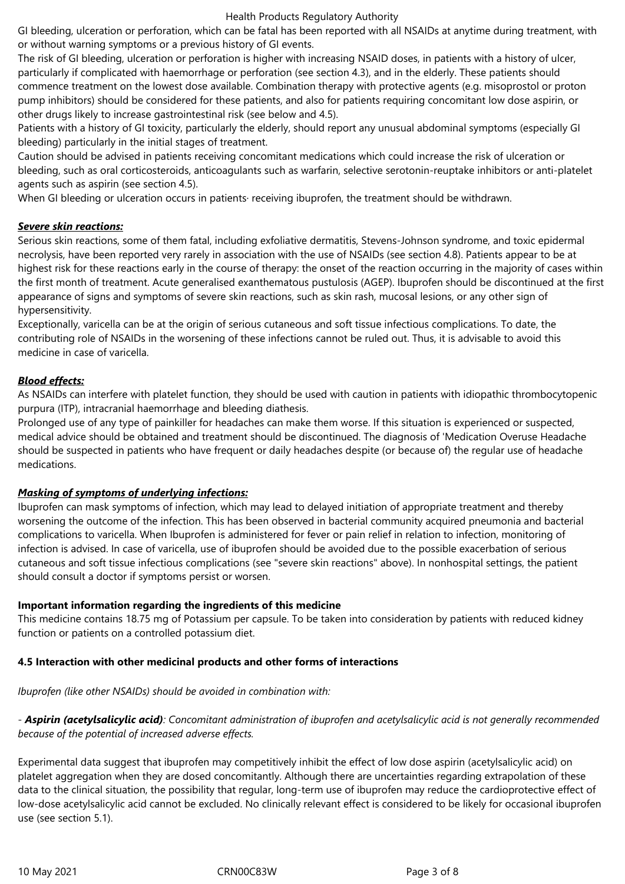GI bleeding, ulceration or perforation, which can be fatal has been reported with all NSAIDs at anytime during treatment, with or without warning symptoms or a previous history of GI events.

The risk of GI bleeding, ulceration or perforation is higher with increasing NSAID doses, in patients with a history of ulcer, particularly if complicated with haemorrhage or perforation (see section 4.3), and in the elderly. These patients should commence treatment on the lowest dose available. Combination therapy with protective agents (e.g. misoprostol or proton pump inhibitors) should be considered for these patients, and also for patients requiring concomitant low dose aspirin, or other drugs likely to increase gastrointestinal risk (see below and 4.5).

Patients with a history of GI toxicity, particularly the elderly, should report any unusual abdominal symptoms (especially GI bleeding) particularly in the initial stages of treatment.

Caution should be advised in patients receiving concomitant medications which could increase the risk of ulceration or bleeding, such as oral corticosteroids, anticoagulants such as warfarin, selective serotonin-reuptake inhibitors or anti-platelet agents such as aspirin (see section 4.5).

When GI bleeding or ulceration occurs in patients· receiving ibuprofen, the treatment should be withdrawn.

***Severe skin reactions:***

Serious skin reactions, some of them fatal, including exfoliative dermatitis, Stevens-Johnson syndrome, and toxic epidermal necrolysis, have been reported very rarely in association with the use of NSAIDs (see section 4.8). Patients appear to be at highest risk for these reactions early in the course of therapy: the onset of the reaction occurring in the majority of cases within the first month of treatment. Acute generalised exanthematous pustulosis (AGEP). Ibuprofen should be discontinued at the first appearance of signs and symptoms of severe skin reactions, such as skin rash, mucosal lesions, or any other sign of hypersensitivity.

Exceptionally, varicella can be at the origin of serious cutaneous and soft tissue infectious complications. To date, the contributing role of NSAIDs in the worsening of these infections cannot be ruled out. Thus, it is advisable to avoid this medicine in case of varicella.

***Blood effects:***

As NSAIDs can interfere with platelet function, they should be used with caution in patients with idiopathic thrombocytopenic purpura (ITP), intracranial haemorrhage and bleeding diathesis.

Prolonged use of any type of painkiller for headaches can make them worse. If this situation is experienced or suspected, medical advice should be obtained and treatment should be discontinued. The diagnosis of 'Medication Overuse Headache should be suspected in patients who have frequent or daily headaches despite (or because of) the regular use of headache medications.

***Masking of symptoms of underlying infections:***

Ibuprofen can mask symptoms of infection, which may lead to delayed initiation of appropriate treatment and thereby worsening the outcome of the infection. This has been observed in bacterial community acquired pneumonia and bacterial complications to varicella. When Ibuprofen is administered for fever or pain relief in relation to infection, monitoring of infection is advised. In case of varicella, use of ibuprofen should be avoided due to the possible exacerbation of serious cutaneous and soft tissue infectious complications (see "severe skin reactions" above). In nonhospital settings, the patient should consult a doctor if symptoms persist or worsen.

**Important information regarding the ingredients of this medicine**

This medicine contains 18.75 mg of Potassium per capsule. To be taken into consideration by patients with reduced kidney function or patients on a controlled potassium diet.

**4.5 Interaction with other medicinal products and other forms of interactions**

*Ibuprofen (like other NSAIDs) should be avoided in combination with:*

- ***Aspirin (acetylsalicylic acid)****: Concomitant administration of ibuprofen and acetylsalicylic acid is not generally recommended because of the potential of increased adverse effects.*

Experimental data suggest that ibuprofen may competitively inhibit the effect of low dose aspirin (acetylsalicylic acid) on platelet aggregation when they are dosed concomitantly. Although there are uncertainties regarding extrapolation of these data to the clinical situation, the possibility that regular, long-term use of ibuprofen may reduce the cardioprotective effect of low-dose acetylsalicylic acid cannot be excluded. No clinically relevant effect is considered to be likely for occasional ibuprofen use (see section 5.1).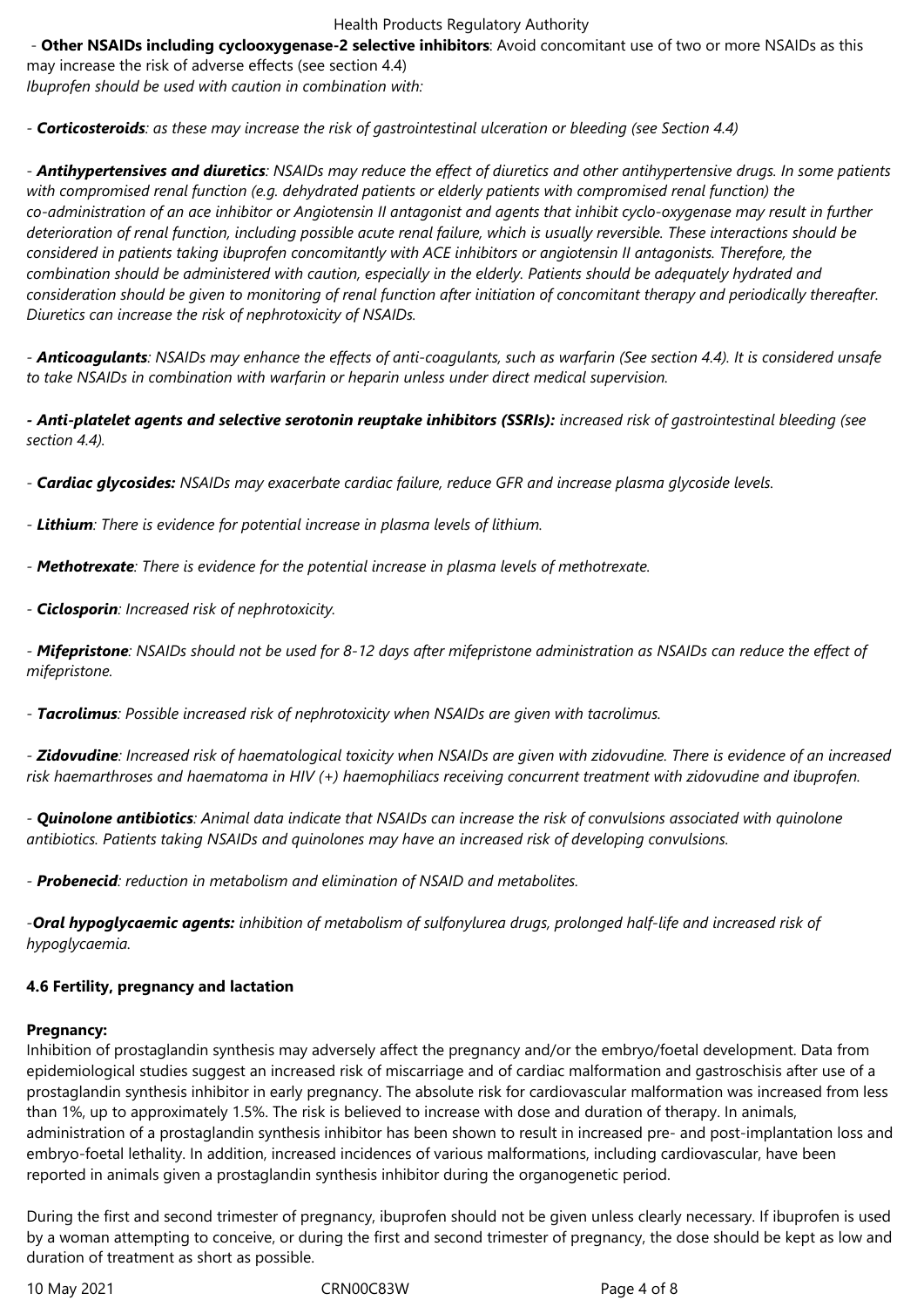- **Other NSAIDs including cyclooxygenase-2 selective inhibitors**: Avoid concomitant use of two or more NSAIDs as this may increase the risk of adverse effects (see section 4.4)
*Ibuprofen should be used with caution in combination with:*

- ***Corticosteroids****: as these may increase the risk of gastrointestinal ulceration or bleeding (see Section 4.4)*

- ***Antihypertensives and diuretics****: NSAIDs may reduce the effect of diuretics and other antihypertensive drugs. In some patients with compromised renal function (e.g. dehydrated patients or elderly patients with compromised renal function) the co-administration of an ace inhibitor or Angiotensin II antagonist and agents that inhibit cyclo-oxygenase may result in further deterioration of renal function, including possible acute renal failure, which is usually reversible. These interactions should be considered in patients taking ibuprofen concomitantly with ACE inhibitors or angiotensin II antagonists. Therefore, the combination should be administered with caution, especially in the elderly. Patients should be adequately hydrated and consideration should be given to monitoring of renal function after initiation of concomitant therapy and periodically thereafter. Diuretics can increase the risk of nephrotoxicity of NSAIDs.*

- ***Anticoagulants****: NSAIDs may enhance the effects of anti-coagulants, such as warfarin (See section 4.4). It is considered unsafe to take NSAIDs in combination with warfarin or heparin unless under direct medical supervision.*

***- Anti-platelet agents and selective serotonin reuptake inhibitors (SSRIs):*** *increased risk of gastrointestinal bleeding (see section 4.4).*

- ***Cardiac glycosides:*** *NSAIDs may exacerbate cardiac failure, reduce GFR and increase plasma glycoside levels.*

- ***Lithium****: There is evidence for potential increase in plasma levels of lithium.*

- ***Methotrexate****: There is evidence for the potential increase in plasma levels of methotrexate.*

- ***Ciclosporin****: Increased risk of nephrotoxicity.*

- ***Mifepristone****: NSAIDs should not be used for 8-12 days after mifepristone administration as NSAIDs can reduce the effect of mifepristone.*

- ***Tacrolimus****: Possible increased risk of nephrotoxicity when NSAIDs are given with tacrolimus.*

- ***Zidovudine****: Increased risk of haematological toxicity when NSAIDs are given with zidovudine. There is evidence of an increased risk haemarthroses and haematoma in HIV (+) haemophiliacs receiving concurrent treatment with zidovudine and ibuprofen.*

- ***Quinolone antibiotics****: Animal data indicate that NSAIDs can increase the risk of convulsions associated with quinolone antibiotics. Patients taking NSAIDs and quinolones may have an increased risk of developing convulsions.*

- ***Probenecid****: reduction in metabolism and elimination of NSAID and metabolites.*

-***Oral hypoglycaemic agents:*** *inhibition of metabolism of sulfonylurea drugs, prolonged half-life and increased risk of hypoglycaemia.*

### 4.6 Fertility, pregnancy and lactation

**Pregnancy:**

Inhibition of prostaglandin synthesis may adversely affect the pregnancy and/or the embryo/foetal development. Data from epidemiological studies suggest an increased risk of miscarriage and of cardiac malformation and gastroschisis after use of a prostaglandin synthesis inhibitor in early pregnancy. The absolute risk for cardiovascular malformation was increased from less than 1%, up to approximately 1.5%. The risk is believed to increase with dose and duration of therapy. In animals, administration of a prostaglandin synthesis inhibitor has been shown to result in increased pre- and post-implantation loss and embryo-foetal lethality. In addition, increased incidences of various malformations, including cardiovascular, have been reported in animals given a prostaglandin synthesis inhibitor during the organogenetic period.

During the first and second trimester of pregnancy, ibuprofen should not be given unless clearly necessary. If ibuprofen is used by a woman attempting to conceive, or during the first and second trimester of pregnancy, the dose should be kept as low and duration of treatment as short as possible.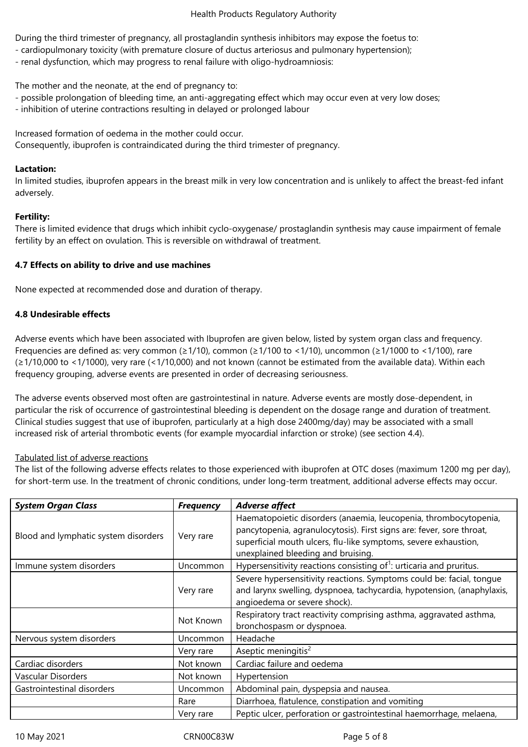During the third trimester of pregnancy, all prostaglandin synthesis inhibitors may expose the foetus to:
- cardiopulmonary toxicity (with premature closure of ductus arteriosus and pulmonary hypertension);
- renal dysfunction, which may progress to renal failure with oligo-hydroamniosis:

The mother and the neonate, at the end of pregnancy to:
- possible prolongation of bleeding time, an anti-aggregating effect which may occur even at very low doses;
- inhibition of uterine contractions resulting in delayed or prolonged labour

Increased formation of oedema in the mother could occur.
Consequently, ibuprofen is contraindicated during the third trimester of pregnancy.

**Lactation:**
In limited studies, ibuprofen appears in the breast milk in very low concentration and is unlikely to affect the breast-fed infant adversely.

**Fertility:**
There is limited evidence that drugs which inhibit cyclo-oxygenase/ prostaglandin synthesis may cause impairment of female fertility by an effect on ovulation. This is reversible on withdrawal of treatment.

**4.7 Effects on ability to drive and use machines**

None expected at recommended dose and duration of therapy.

**4.8 Undesirable effects**

Adverse events which have been associated with Ibuprofen are given below, listed by system organ class and frequency. Frequencies are defined as: very common (≥1/10), common (≥1/100 to <1/10), uncommon (≥1/1000 to <1/100), rare (≥1/10,000 to <1/1000), very rare (<1/10,000) and not known (cannot be estimated from the available data). Within each frequency grouping, adverse events are presented in order of decreasing seriousness.

The adverse events observed most often are gastrointestinal in nature. Adverse events are mostly dose-dependent, in particular the risk of occurrence of gastrointestinal bleeding is dependent on the dosage range and duration of treatment. Clinical studies suggest that use of ibuprofen, particularly at a high dose 2400mg/day) may be associated with a small increased risk of arterial thrombotic events (for example myocardial infarction or stroke) (see section 4.4).

Tabulated list of adverse reactions
The list of the following adverse effects relates to those experienced with ibuprofen at OTC doses (maximum 1200 mg per day), for short-term use. In the treatment of chronic conditions, under long-term treatment, additional adverse effects may occur.

| ***System Organ Class*** | ***Frequency*** | ***Adverse affect*** |
|---|---|---|
| Blood and lymphatic system disorders | Very rare | Haematopoietic disorders (anaemia, leucopenia, thrombocytopenia, pancytopenia, agranulocytosis). First signs are: fever, sore throat, superficial mouth ulcers, flu-like symptoms, severe exhaustion, unexplained bleeding and bruising. |
| Immune system disorders | Uncommon | Hypersensitivity reactions consisting of[1]: urticaria and pruritus. |
| | Very rare | Severe hypersensitivity reactions. Symptoms could be: facial, tongue and larynx swelling, dyspnoea, tachycardia, hypotension, (anaphylaxis, angioedema or severe shock). |
| | Not Known | Respiratory tract reactivity comprising asthma, aggravated asthma, bronchospasm or dyspnoea. |
| Nervous system disorders | Uncommon | Headache |
| | Very rare | Aseptic meningitis[2] |
| Cardiac disorders | Not known | Cardiac failure and oedema |
| Vascular Disorders | Not known | Hypertension |
| Gastrointestinal disorders | Uncommon | Abdominal pain, dyspepsia and nausea. |
| | Rare | Diarrhoea, flatulence, constipation and vomiting |
| | Very rare | Peptic ulcer, perforation or gastrointestinal haemorrhage, melaena, |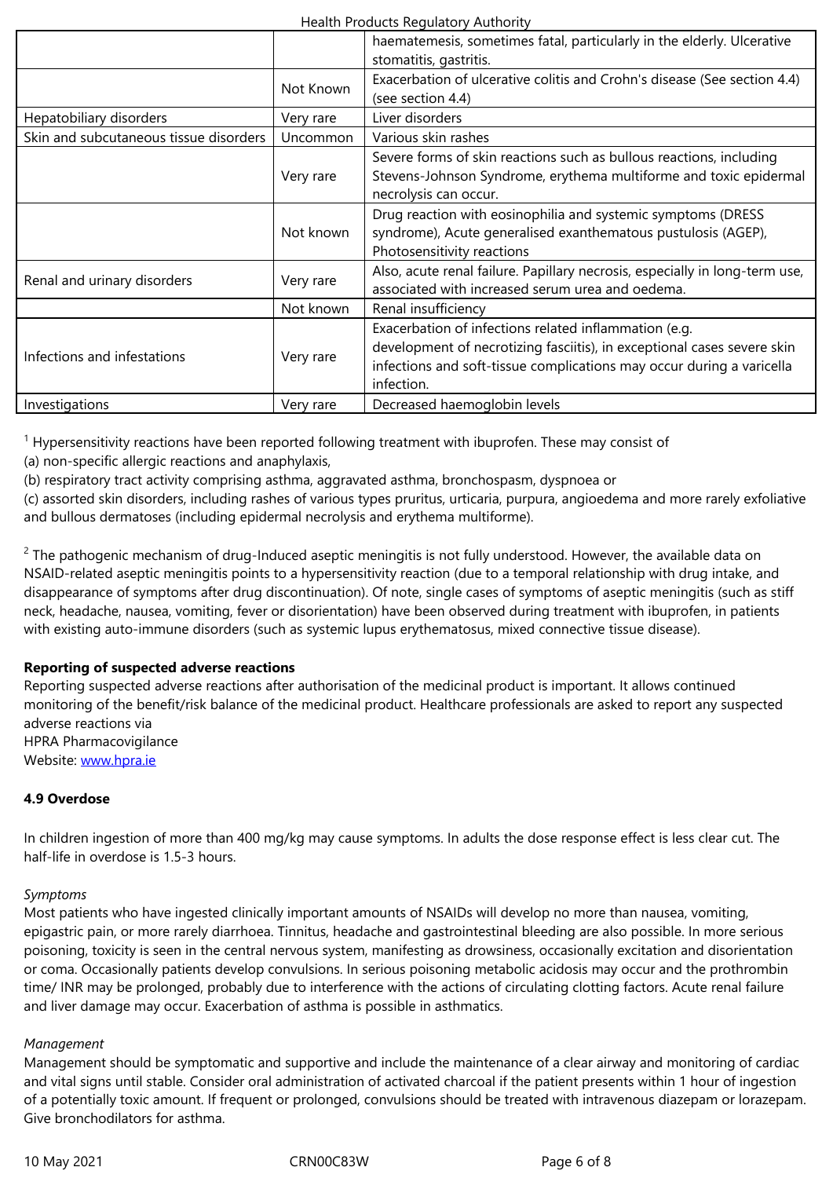| | | |
|---|---|---|
| | | haematemesis, sometimes fatal, particularly in the elderly. Ulcerative stomatitis, gastritis. |
| | Not Known | Exacerbation of ulcerative colitis and Crohn's disease (See section 4.4) (see section 4.4) |
| Hepatobiliary disorders | Very rare | Liver disorders |
| Skin and subcutaneous tissue disorders | Uncommon | Various skin rashes |
| | Very rare | Severe forms of skin reactions such as bullous reactions, including Stevens-Johnson Syndrome, erythema multiforme and toxic epidermal necrolysis can occur. |
| | Not known | Drug reaction with eosinophilia and systemic symptoms (DRESS syndrome), Acute generalised exanthematous pustulosis (AGEP), Photosensitivity reactions |
| Renal and urinary disorders | Very rare | Also, acute renal failure. Papillary necrosis, especially in long-term use, associated with increased serum urea and oedema. |
| | Not known | Renal insufficiency |
| Infections and infestations | Very rare | Exacerbation of infections related inflammation (e.g. development of necrotizing fasciitis), in exceptional cases severe skin infections and soft-tissue complications may occur during a varicella infection. |
| Investigations | Very rare | Decreased haemoglobin levels |

[1] Hypersensitivity reactions have been reported following treatment with ibuprofen. These may consist of
(a) non-specific allergic reactions and anaphylaxis,
(b) respiratory tract activity comprising asthma, aggravated asthma, bronchospasm, dyspnoea or
(c) assorted skin disorders, including rashes of various types pruritus, urticaria, purpura, angioedema and more rarely exfoliative and bullous dermatoses (including epidermal necrolysis and erythema multiforme).

[2] The pathogenic mechanism of drug-Induced aseptic meningitis is not fully understood. However, the available data on NSAID-related aseptic meningitis points to a hypersensitivity reaction (due to a temporal relationship with drug intake, and disappearance of symptoms after drug discontinuation). Of note, single cases of symptoms of aseptic meningitis (such as stiff neck, headache, nausea, vomiting, fever or disorientation) have been observed during treatment with ibuprofen, in patients with existing auto-immune disorders (such as systemic lupus erythematosus, mixed connective tissue disease).

**Reporting of suspected adverse reactions**

Reporting suspected adverse reactions after authorisation of the medicinal product is important. It allows continued monitoring of the benefit/risk balance of the medicinal product. Healthcare professionals are asked to report any suspected adverse reactions via
HPRA Pharmacovigilance
Website: www.hpra.ie

**4.9 Overdose**

In children ingestion of more than 400 mg/kg may cause symptoms. In adults the dose response effect is less clear cut. The half-life in overdose is 1.5-3 hours.

*Symptoms*

Most patients who have ingested clinically important amounts of NSAIDs will develop no more than nausea, vomiting, epigastric pain, or more rarely diarrhoea. Tinnitus, headache and gastrointestinal bleeding are also possible. In more serious poisoning, toxicity is seen in the central nervous system, manifesting as drowsiness, occasionally excitation and disorientation or coma. Occasionally patients develop convulsions. In serious poisoning metabolic acidosis may occur and the prothrombin time/ INR may be prolonged, probably due to interference with the actions of circulating clotting factors. Acute renal failure and liver damage may occur. Exacerbation of asthma is possible in asthmatics.

*Management*

Management should be symptomatic and supportive and include the maintenance of a clear airway and monitoring of cardiac and vital signs until stable. Consider oral administration of activated charcoal if the patient presents within 1 hour of ingestion of a potentially toxic amount. If frequent or prolonged, convulsions should be treated with intravenous diazepam or lorazepam. Give bronchodilators for asthma.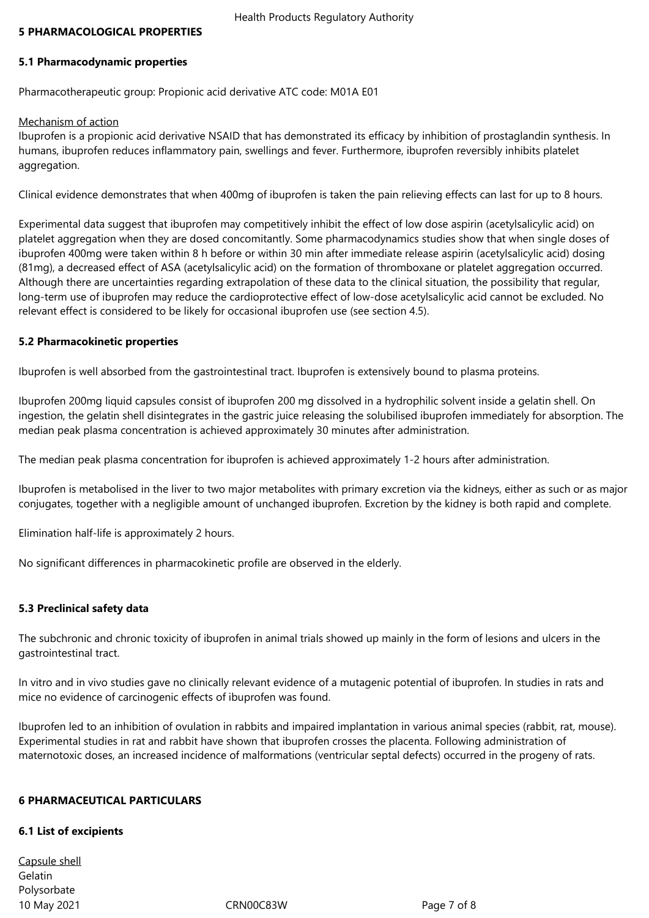## 5 PHARMACOLOGICAL PROPERTIES

### 5.1 Pharmacodynamic properties

Pharmacotherapeutic group: Propionic acid derivative ATC code: M01A E01

Mechanism of action

Ibuprofen is a propionic acid derivative NSAID that has demonstrated its efficacy by inhibition of prostaglandin synthesis. In humans, ibuprofen reduces inflammatory pain, swellings and fever. Furthermore, ibuprofen reversibly inhibits platelet aggregation.

Clinical evidence demonstrates that when 400mg of ibuprofen is taken the pain relieving effects can last for up to 8 hours.

Experimental data suggest that ibuprofen may competitively inhibit the effect of low dose aspirin (acetylsalicylic acid) on platelet aggregation when they are dosed concomitantly. Some pharmacodynamics studies show that when single doses of ibuprofen 400mg were taken within 8 h before or within 30 min after immediate release aspirin (acetylsalicylic acid) dosing (81mg), a decreased effect of ASA (acetylsalicylic acid) on the formation of thromboxane or platelet aggregation occurred. Although there are uncertainties regarding extrapolation of these data to the clinical situation, the possibility that regular, long-term use of ibuprofen may reduce the cardioprotective effect of low-dose acetylsalicylic acid cannot be excluded. No relevant effect is considered to be likely for occasional ibuprofen use (see section 4.5).

### 5.2 Pharmacokinetic properties

Ibuprofen is well absorbed from the gastrointestinal tract. Ibuprofen is extensively bound to plasma proteins.

Ibuprofen 200mg liquid capsules consist of ibuprofen 200 mg dissolved in a hydrophilic solvent inside a gelatin shell. On ingestion, the gelatin shell disintegrates in the gastric juice releasing the solubilised ibuprofen immediately for absorption. The median peak plasma concentration is achieved approximately 30 minutes after administration.

The median peak plasma concentration for ibuprofen is achieved approximately 1-2 hours after administration.

Ibuprofen is metabolised in the liver to two major metabolites with primary excretion via the kidneys, either as such or as major conjugates, together with a negligible amount of unchanged ibuprofen. Excretion by the kidney is both rapid and complete.

Elimination half-life is approximately 2 hours.

No significant differences in pharmacokinetic profile are observed in the elderly.

### 5.3 Preclinical safety data

The subchronic and chronic toxicity of ibuprofen in animal trials showed up mainly in the form of lesions and ulcers in the gastrointestinal tract.

In vitro and in vivo studies gave no clinically relevant evidence of a mutagenic potential of ibuprofen. In studies in rats and mice no evidence of carcinogenic effects of ibuprofen was found.

Ibuprofen led to an inhibition of ovulation in rabbits and impaired implantation in various animal species (rabbit, rat, mouse). Experimental studies in rat and rabbit have shown that ibuprofen crosses the placenta. Following administration of maternotoxic doses, an increased incidence of malformations (ventricular septal defects) occurred in the progeny of rats.

## 6 PHARMACEUTICAL PARTICULARS

### 6.1 List of excipients

Capsule shell

Gelatin

Polysorbate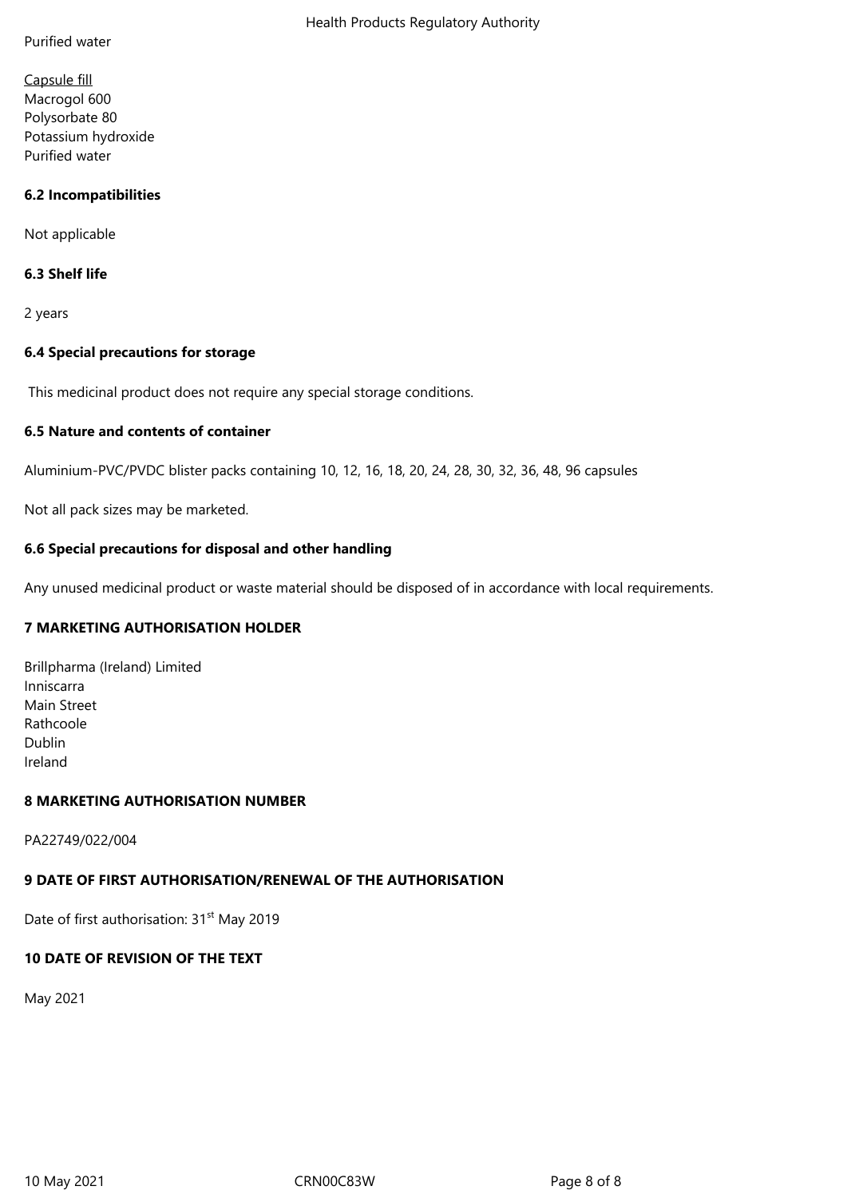Purified water

Capsule fill
Macrogol 600
Polysorbate 80
Potassium hydroxide
Purified water

**6.2 Incompatibilities**

Not applicable

**6.3 Shelf life**

2 years

**6.4 Special precautions for storage**

This medicinal product does not require any special storage conditions.

**6.5 Nature and contents of container**

Aluminium-PVC/PVDC blister packs containing 10, 12, 16, 18, 20, 24, 28, 30, 32, 36, 48, 96 capsules

Not all pack sizes may be marketed.

**6.6 Special precautions for disposal and other handling**

Any unused medicinal product or waste material should be disposed of in accordance with local requirements.

**7 MARKETING AUTHORISATION HOLDER**

Brillpharma (Ireland) Limited
Inniscarra
Main Street
Rathcoole
Dublin
Ireland

**8 MARKETING AUTHORISATION NUMBER**

PA22749/022/004

**9 DATE OF FIRST AUTHORISATION/RENEWAL OF THE AUTHORISATION**

Date of first authorisation: 31st May 2019

**10 DATE OF REVISION OF THE TEXT**

May 2021